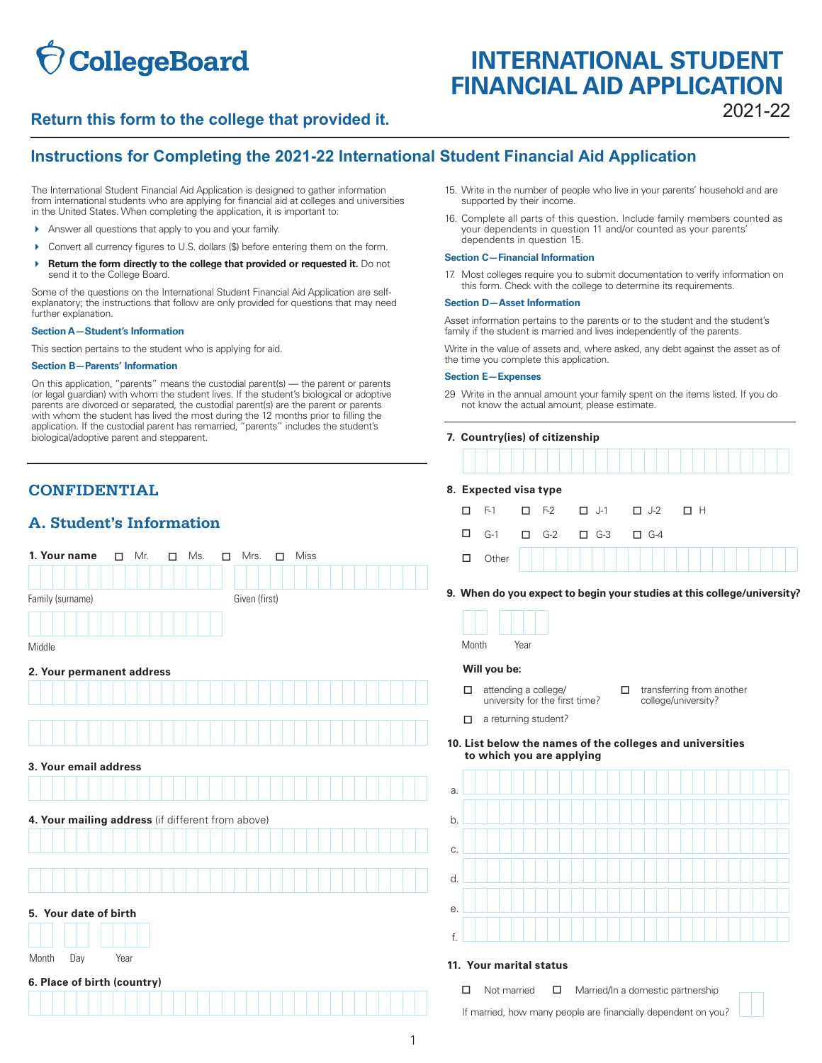CollegeBoard

# INTERNATIONAL STUDENT FINANCIAL AID APPLICATION 2021-22

**Return this form to the college that provided it.**

## Instructions for Completing the 2021-22 International Student Financial Aid Application

The International Student Financial Aid Application is designed to gather information from international students who are applying for financial aid at colleges and universities in the United States. When completing the application, it is important to:

- Answer all questions that apply to you and your family.
- Convert all currency figures to U.S. dollars ($) before entering them on the form.
- **Return the form directly to the college that provided or requested it.** Do not send it to the College Board.

Some of the questions on the International Student Financial Aid Application are self-explanatory; the instructions that follow are only provided for questions that may need further explanation.

**Section A—Student's Information**

This section pertains to the student who is applying for aid.

**Section B—Parents' Information**

On this application, "parents" means the custodial parent(s) — the parent or parents (or legal guardian) with whom the student lives. If the student's biological or adoptive parents are divorced or separated, the custodial parent(s) are the parent or parents with whom the student has lived the most during the 12 months prior to filling the application. If the custodial parent has remarried, "parents" includes the student's biological/adoptive parent and stepparent.

15. Write in the number of people who live in your parents' household and are supported by their income.
16. Complete all parts of this question. Include family members counted as your dependents in question 11 and/or counted as your parents' dependents in question 15.

**Section C—Financial Information**

17. Most colleges require you to submit documentation to verify information on this form. Check with the college to determine its requirements.

**Section D—Asset Information**

Asset information pertains to the parents or to the student and the student's family if the student is married and lives independently of the parents.

Write in the value of assets and, where asked, any debt against the asset as of the time you complete this application.

**Section E—Expenses**

29 Write in the annual amount your family spent on the items listed. If you do not know the actual amount, please estimate.

## CONFIDENTIAL

## A. Student's Information

**1. Your name** ☐ Mr. ☐ Ms. ☐ Mrs. ☐ Miss

Family (surname) Given (first)

Middle

**2. Your permanent address**

**3. Your email address**

**4. Your mailing address** (if different from above)

**5. Your date of birth**

Month Day Year

**6. Place of birth (country)**

**7. Country(ies) of citizenship**

**8. Expected visa type**

☐ F-1 ☐ F-2 ☐ J-1 ☐ J-2 ☐ H

☐ G-1 ☐ G-2 ☐ G-3 ☐ G-4

☐ Other

**9. When do you expect to begin your studies at this college/university?**

Month Year

**Will you be:**

☐ attending a college/university for the first time?

☐ transferring from another college/university?

☐ a returning student?

**10. List below the names of the colleges and universities to which you are applying**

a.

b.

c.

d.

e.

f.

**11. Your marital status**

☐ Not married ☐ Married/In a domestic partnership

If married, how many people are financially dependent on you?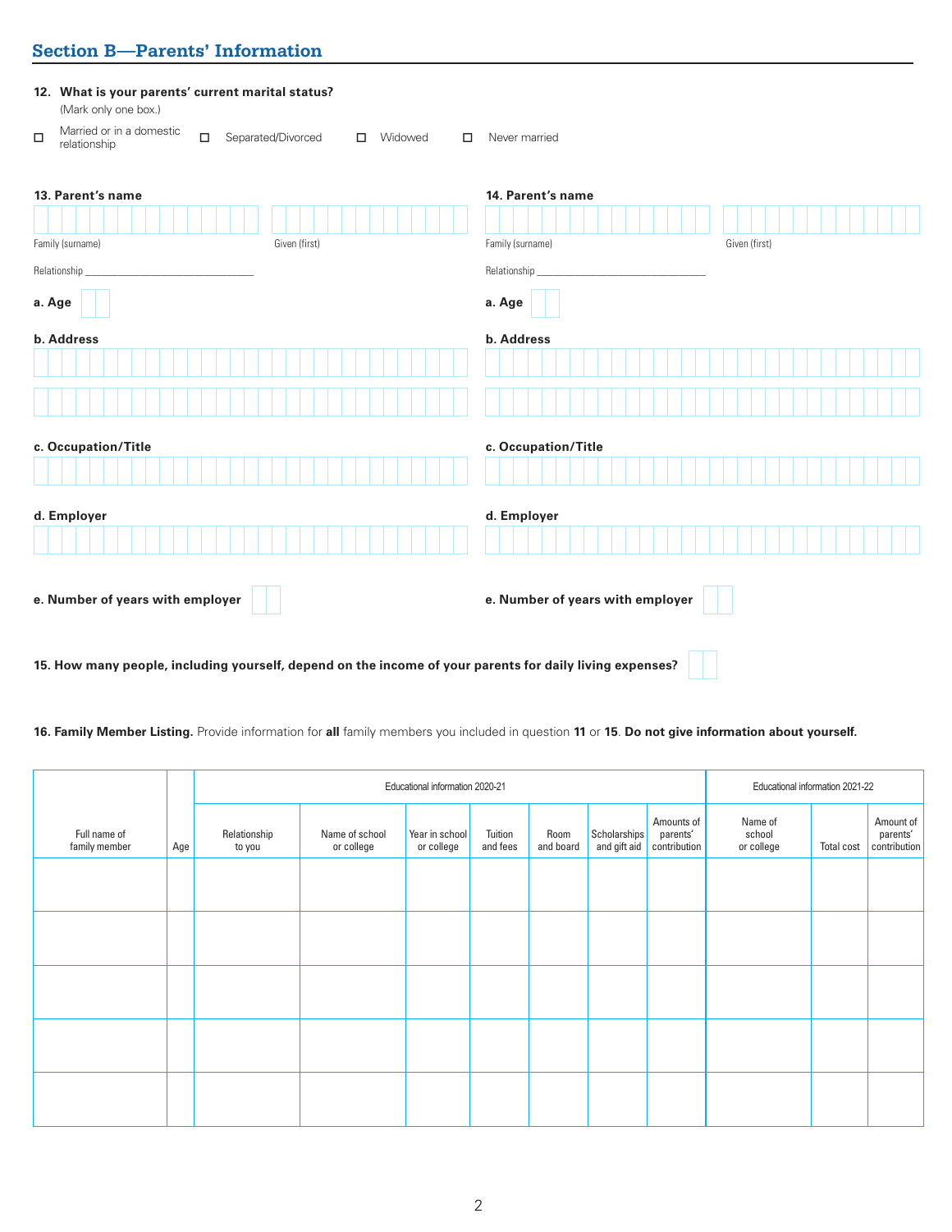## Section B—Parents' Information

**12. What is your parents' current marital status?**
(Mark only one box.)

☐ Married or in a domestic relationship ☐ Separated/Divorced ☐ Widowed ☐ Never married

**13. Parent's name**

Family (surname) Given (first)

Relationship ______________________________

**a. Age**

**b. Address**

**c. Occupation/Title**

**d. Employer**

**e. Number of years with employer**

**14. Parent's name**

Family (surname) Given (first)

Relationship ______________________________

**a. Age**

**b. Address**

**c. Occupation/Title**

**d. Employer**

**e. Number of years with employer**

**15. How many people, including yourself, depend on the income of your parents for daily living expenses?**

**16. Family Member Listing.** Provide information for **all** family members you included in question **11** or **15**. **Do not give information about yourself.**

| Full name of family member | Age | Educational information 2020-21 | | | | | | | Educational information 2021-22 | | |
|---|---|---|---|---|---|---|---|---|---|---|---|
| | | Relationship to you | Name of school or college | Year in school or college | Tuition and fees | Room and board | Scholarships and gift aid | Amounts of parents' contribution | Name of school or college | Total cost | Amount of parents' contribution |
| | | | | | | | | | | | |
| | | | | | | | | | | | |
| | | | | | | | | | | | |
| | | | | | | | | | | | |
| | | | | | | | | | | | |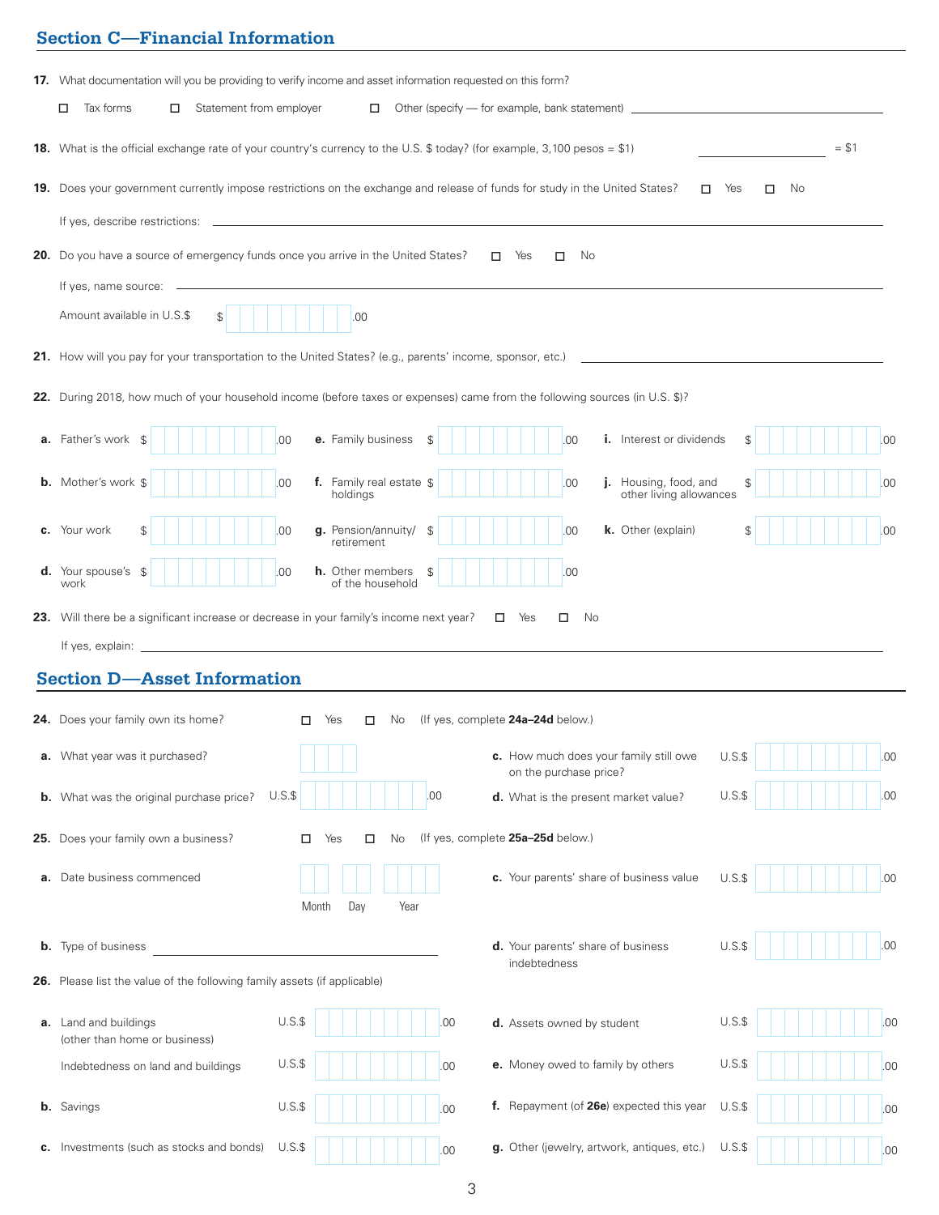## Section C—Financial Information

**17.** What documentation will you be providing to verify income and asset information requested on this form?

☐ Tax forms ☐ Statement from employer ☐ Other (specify — for example, bank statement) ______________________

**18.** What is the official exchange rate of your country's currency to the U.S. $ today? (for example, 3,100 pesos = $1) ______________ = $1

**19.** Does your government currently impose restrictions on the exchange and release of funds for study in the United States? ☐ Yes ☐ No

If yes, describe restrictions: ______________________

**20.** Do you have a source of emergency funds once you arrive in the United States? ☐ Yes ☐ No

If yes, name source: ______________________

Amount available in U.S.$ $ __________.00

**21.** How will you pay for your transportation to the United States? (e.g., parents' income, sponsor, etc.) ______________________

**22.** During 2018, how much of your household income (before taxes or expenses) came from the following sources (in U.S. $)?

**a.** Father's work $ __________.00

**b.** Mother's work $ __________.00

**c.** Your work $ __________.00

**d.** Your spouse's work $ __________.00

**e.** Family business $ __________.00

**f.** Family real estate holdings $ __________.00

**g.** Pension/annuity/retirement $ __________.00

**h.** Other members of the household $ __________.00

**i.** Interest or dividends $ __________.00

**j.** Housing, food, and other living allowances $ __________.00

**k.** Other (explain) $ __________.00

**23.** Will there be a significant increase or decrease in your family's income next year? ☐ Yes ☐ No

If yes, explain: ______________________

## Section D—Asset Information

**24.** Does your family own its home? ☐ Yes ☐ No (If yes, complete **24a–24d** below.)

**a.** What year was it purchased? ________

**b.** What was the original purchase price? U.S.$ __________.00

**c.** How much does your family still owe on the purchase price? U.S.$ __________.00

**d.** What is the present market value? U.S.$ __________.00

**25.** Does your family own a business? ☐ Yes ☐ No (If yes, complete **25a–25d** below.)

**a.** Date business commenced ____ Month ____ Day ________ Year

**b.** Type of business ______________________

**c.** Your parents' share of business value U.S.$ __________.00

**d.** Your parents' share of business indebtedness U.S.$ __________.00

**26.** Please list the value of the following family assets (if applicable)

**a.** Land and buildings (other than home or business) U.S.$ __________.00

Indebtedness on land and buildings U.S.$ __________.00

**b.** Savings U.S.$ __________.00

**c.** Investments (such as stocks and bonds) U.S.$ __________.00

**d.** Assets owned by student U.S.$ __________.00

**e.** Money owed to family by others U.S.$ __________.00

**f.** Repayment (of **26e**) expected this year U.S.$ __________.00

**g.** Other (jewelry, artwork, antiques, etc.) U.S.$ __________.00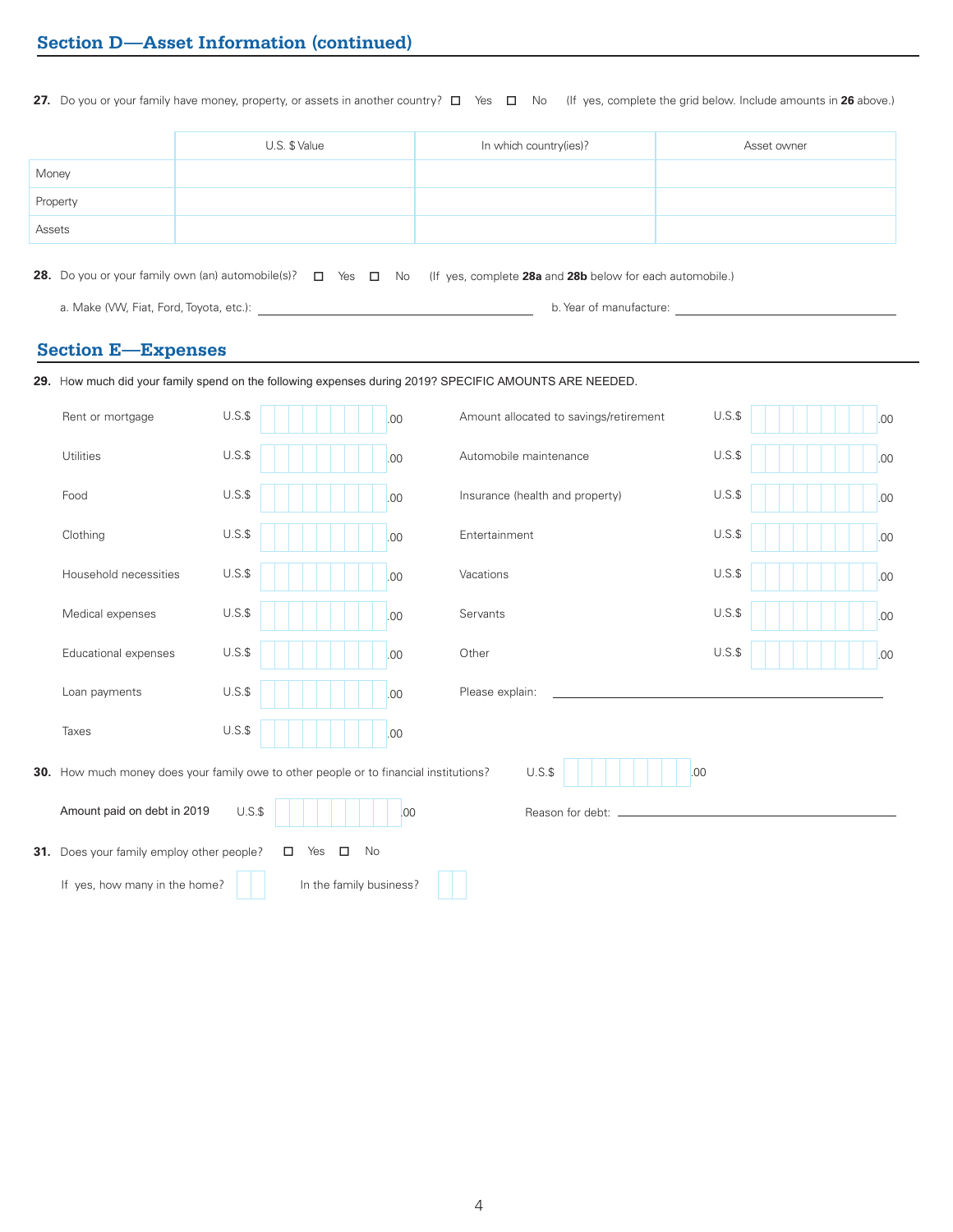## Section D—Asset Information (continued)

**27.** Do you or your family have money, property, or assets in another country? ☐ Yes ☐ No (If yes, complete the grid below. Include amounts in **26** above.)

| | U.S. $ Value | In which country(ies)? | Asset owner |
|---|---|---|---|
| Money | | | |
| Property | | | |
| Assets | | | |

**28.** Do you or your family own (an) automobile(s)? ☐ Yes ☐ No (If yes, complete **28a** and **28b** below for each automobile.)

a. Make (VW, Fiat, Ford, Toyota, etc.): ______________________ b. Year of manufacture: ______________________

## Section E—Expenses

**29.** How much did your family spend on the following expenses during 2019? SPECIFIC AMOUNTS ARE NEEDED.

| Expense | Amount | Expense | Amount |
|---|---|---|---|
| Rent or mortgage | U.S.$ ________.00 | Amount allocated to savings/retirement | U.S.$ ________.00 |
| Utilities | U.S.$ ________.00 | Automobile maintenance | U.S.$ ________.00 |
| Food | U.S.$ ________.00 | Insurance (health and property) | U.S.$ ________.00 |
| Clothing | U.S.$ ________.00 | Entertainment | U.S.$ ________.00 |
| Household necessities | U.S.$ ________.00 | Vacations | U.S.$ ________.00 |
| Medical expenses | U.S.$ ________.00 | Servants | U.S.$ ________.00 |
| Educational expenses | U.S.$ ________.00 | Other | U.S.$ ________.00 |
| Loan payments | U.S.$ ________.00 | Please explain: | ______________________ |
| Taxes | U.S.$ ________.00 | | |

**30.** How much money does your family owe to other people or to financial institutions? U.S.$ ________.00

Amount paid on debt in 2019 U.S.$ ________.00 Reason for debt: ______________________

**31.** Does your family employ other people? ☐ Yes ☐ No

If yes, how many in the home? ____ In the family business? ____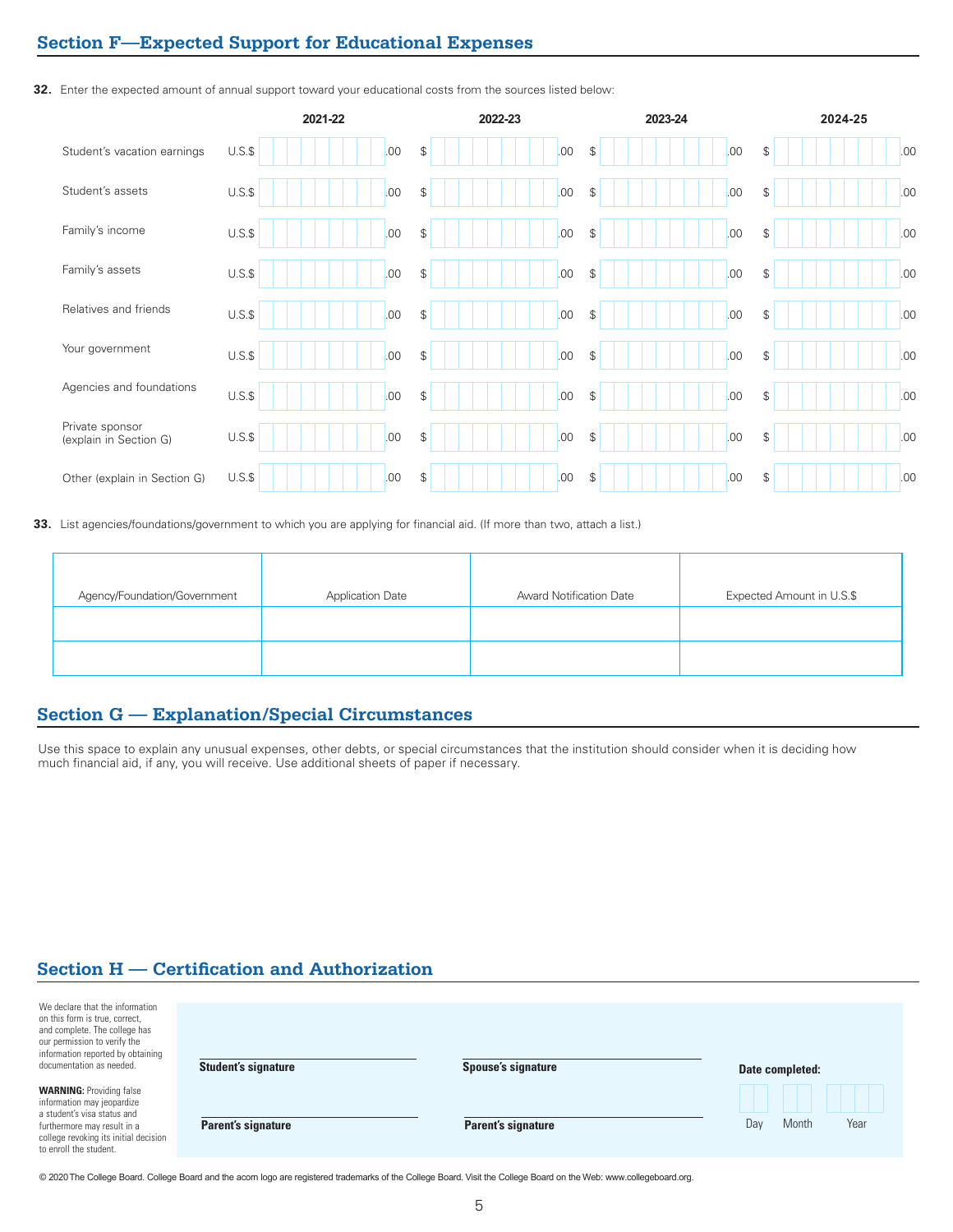## Section F—Expected Support for Educational Expenses

**32.** Enter the expected amount of annual support toward your educational costs from the sources listed below:

| | 2021-22 | 2022-23 | 2023-24 | 2024-25 |
|---|---|---|---|---|
| Student's vacation earnings | U.S.$ .00 | $ .00 | $ .00 | $ .00 |
| Student's assets | U.S.$ .00 | $ .00 | $ .00 | $ .00 |
| Family's income | U.S.$ .00 | $ .00 | $ .00 | $ .00 |
| Family's assets | U.S.$ .00 | $ .00 | $ .00 | $ .00 |
| Relatives and friends | U.S.$ .00 | $ .00 | $ .00 | $ .00 |
| Your government | U.S.$ .00 | $ .00 | $ .00 | $ .00 |
| Agencies and foundations | U.S.$ .00 | $ .00 | $ .00 | $ .00 |
| Private sponsor (explain in Section G) | U.S.$ .00 | $ .00 | $ .00 | $ .00 |
| Other (explain in Section G) | U.S.$ .00 | $ .00 | $ .00 | $ .00 |

**33.** List agencies/foundations/government to which you are applying for financial aid. (If more than two, attach a list.)

| Agency/Foundation/Government | Application Date | Award Notification Date | Expected Amount in U.S.$ |
|---|---|---|---|
| | | | |
| | | | |

## Section G — Explanation/Special Circumstances

Use this space to explain any unusual expenses, other debts, or special circumstances that the institution should consider when it is deciding how much financial aid, if any, you will receive. Use additional sheets of paper if necessary.

## Section H — Certification and Authorization

We declare that the information on this form is true, correct, and complete. The college has our permission to verify the information reported by obtaining documentation as needed.

**WARNING:** Providing false information may jeopardize a student's visa status and furthermore may result in a college revoking its initial decision to enroll the student.

**Student's signature**

**Spouse's signature**

**Parent's signature**

**Parent's signature**

**Date completed:**

Day Month Year

© 2020 The College Board. College Board and the acorn logo are registered trademarks of the College Board. Visit the College Board on the Web: www.collegeboard.org.